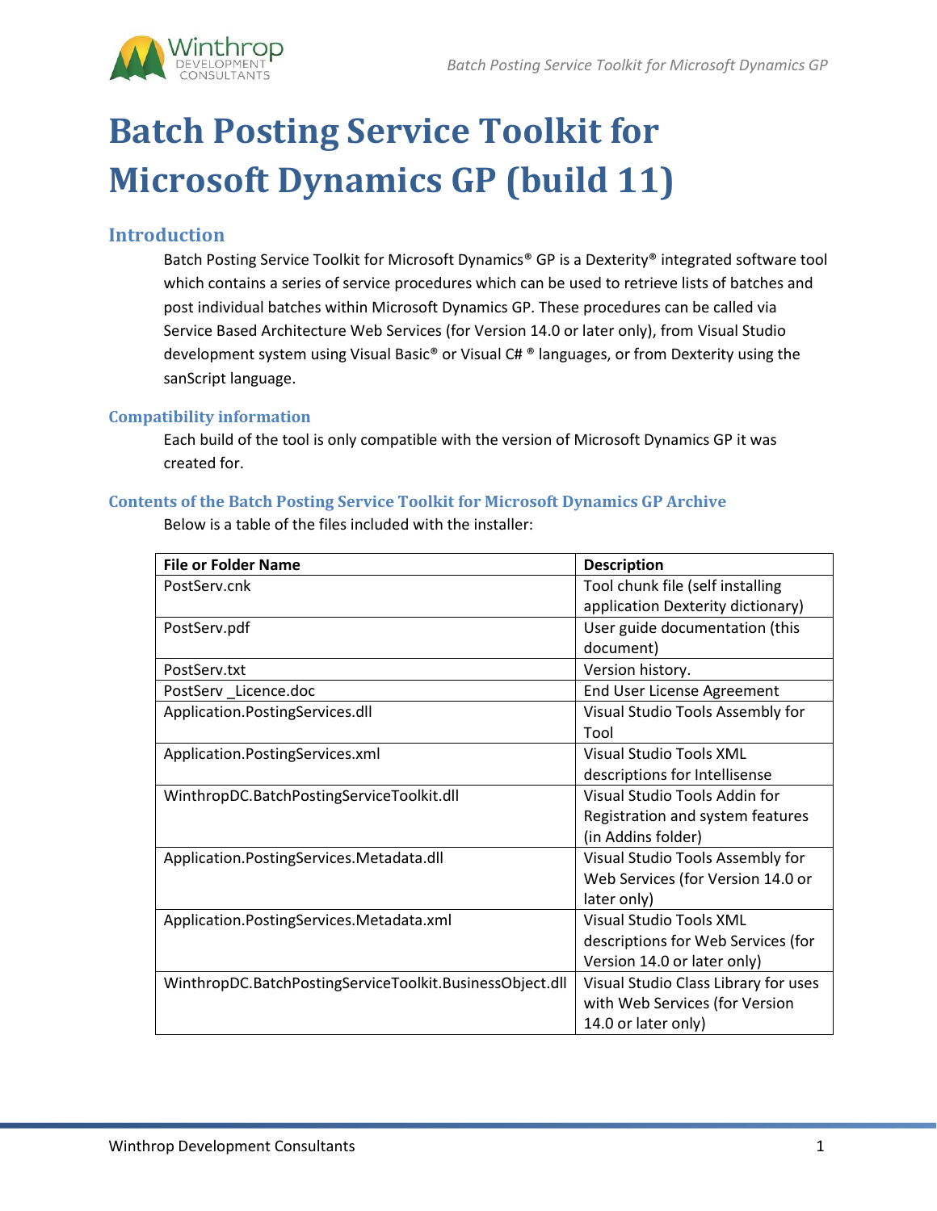# Batch Posting Service Toolkit for Microsoft Dynamics GP (build 11)

## Introduction

Batch Posting Service Toolkit for Microsoft Dynamics® GP is a Dexterity® integrated software tool which contains a series of service procedures which can be used to retrieve lists of batches and post individual batches within Microsoft Dynamics GP. These procedures can be called via Service Based Architecture Web Services (for Version 14.0 or later only), from Visual Studio development system using Visual Basic® or Visual C# ® languages, or from Dexterity using the sanScript language.

### Compatibility information

Each build of the tool is only compatible with the version of Microsoft Dynamics GP it was created for.

### Contents of the Batch Posting Service Toolkit for Microsoft Dynamics GP Archive

Below is a table of the files included with the installer:

| File or Folder Name | Description |
|---|---|
| PostServ.cnk | Tool chunk file (self installing application Dexterity dictionary) |
| PostServ.pdf | User guide documentation (this document) |
| PostServ.txt | Version history. |
| PostServ _Licence.doc | End User License Agreement |
| Application.PostingServices.dll | Visual Studio Tools Assembly for Tool |
| Application.PostingServices.xml | Visual Studio Tools XML descriptions for Intellisense |
| WinthropDC.BatchPostingServiceToolkit.dll | Visual Studio Tools Addin for Registration and system features (in Addins folder) |
| Application.PostingServices.Metadata.dll | Visual Studio Tools Assembly for Web Services (for Version 14.0 or later only) |
| Application.PostingServices.Metadata.xml | Visual Studio Tools XML descriptions for Web Services (for Version 14.0 or later only) |
| WinthropDC.BatchPostingServiceToolkit.BusinessObject.dll | Visual Studio Class Library for uses with Web Services (for Version 14.0 or later only) |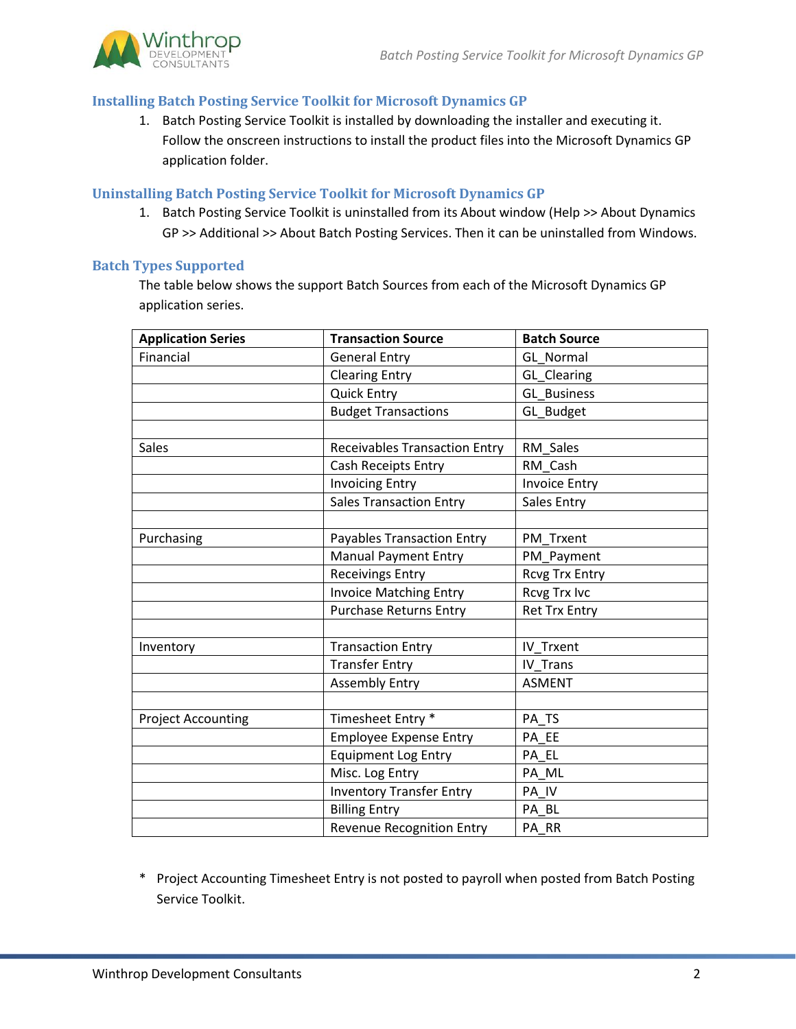## Installing Batch Posting Service Toolkit for Microsoft Dynamics GP

1. Batch Posting Service Toolkit is installed by downloading the installer and executing it. Follow the onscreen instructions to install the product files into the Microsoft Dynamics GP application folder.

## Uninstalling Batch Posting Service Toolkit for Microsoft Dynamics GP

1. Batch Posting Service Toolkit is uninstalled from its About window (Help >> About Dynamics GP >> Additional >> About Batch Posting Services. Then it can be uninstalled from Windows.

## Batch Types Supported

The table below shows the support Batch Sources from each of the Microsoft Dynamics GP application series.

| Application Series | Transaction Source | Batch Source |
|---|---|---|
| Financial | General Entry | GL_Normal |
| | Clearing Entry | GL_Clearing |
| | Quick Entry | GL_Business |
| | Budget Transactions | GL_Budget |
| | | |
| Sales | Receivables Transaction Entry | RM_Sales |
| | Cash Receipts Entry | RM_Cash |
| | Invoicing Entry | Invoice Entry |
| | Sales Transaction Entry | Sales Entry |
| | | |
| Purchasing | Payables Transaction Entry | PM_Trxent |
| | Manual Payment Entry | PM_Payment |
| | Receivings Entry | Rcvg Trx Entry |
| | Invoice Matching Entry | Rcvg Trx Ivc |
| | Purchase Returns Entry | Ret Trx Entry |
| | | |
| Inventory | Transaction Entry | IV_Trxent |
| | Transfer Entry | IV_Trans |
| | Assembly Entry | ASMENT |
| | | |
| Project Accounting | Timesheet Entry * | PA_TS |
| | Employee Expense Entry | PA_EE |
| | Equipment Log Entry | PA_EL |
| | Misc. Log Entry | PA_ML |
| | Inventory Transfer Entry | PA_IV |
| | Billing Entry | PA_BL |
| | Revenue Recognition Entry | PA_RR |

\* Project Accounting Timesheet Entry is not posted to payroll when posted from Batch Posting Service Toolkit.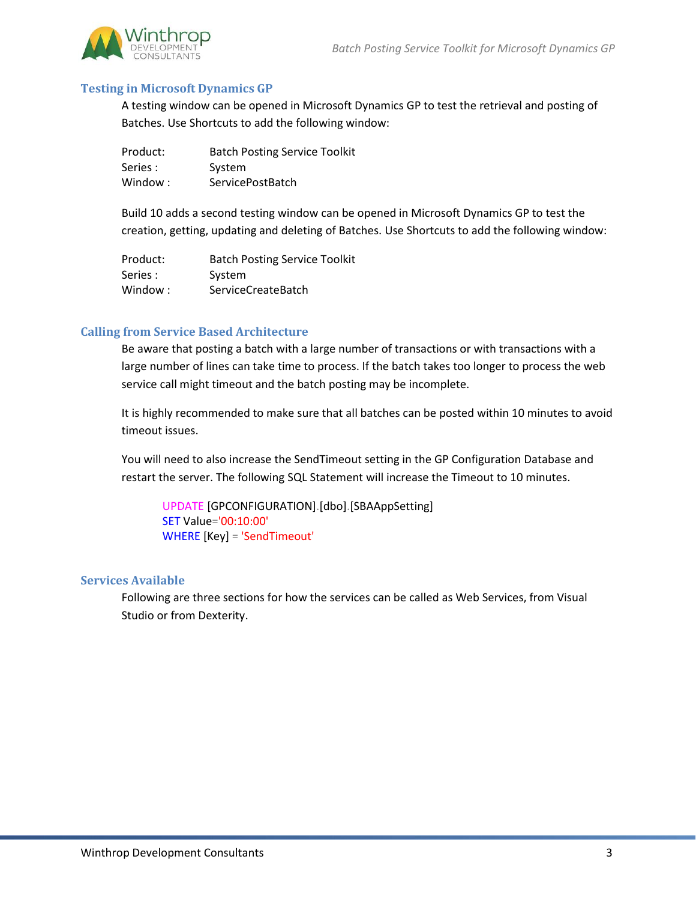## Testing in Microsoft Dynamics GP

A testing window can be opened in Microsoft Dynamics GP to test the retrieval and posting of Batches. Use Shortcuts to add the following window:

Product: Batch Posting Service Toolkit
Series : System
Window : ServicePostBatch

Build 10 adds a second testing window can be opened in Microsoft Dynamics GP to test the creation, getting, updating and deleting of Batches. Use Shortcuts to add the following window:

Product: Batch Posting Service Toolkit
Series : System
Window : ServiceCreateBatch

## Calling from Service Based Architecture

Be aware that posting a batch with a large number of transactions or with transactions with a large number of lines can take time to process. If the batch takes too longer to process the web service call might timeout and the batch posting may be incomplete.

It is highly recommended to make sure that all batches can be posted within 10 minutes to avoid timeout issues.

You will need to also increase the SendTimeout setting in the GP Configuration Database and restart the server. The following SQL Statement will increase the Timeout to 10 minutes.

```
UPDATE [GPCONFIGURATION].[dbo].[SBAAppSetting]
SET Value='00:10:00'
WHERE [Key] = 'SendTimeout'
```

## Services Available

Following are three sections for how the services can be called as Web Services, from Visual Studio or from Dexterity.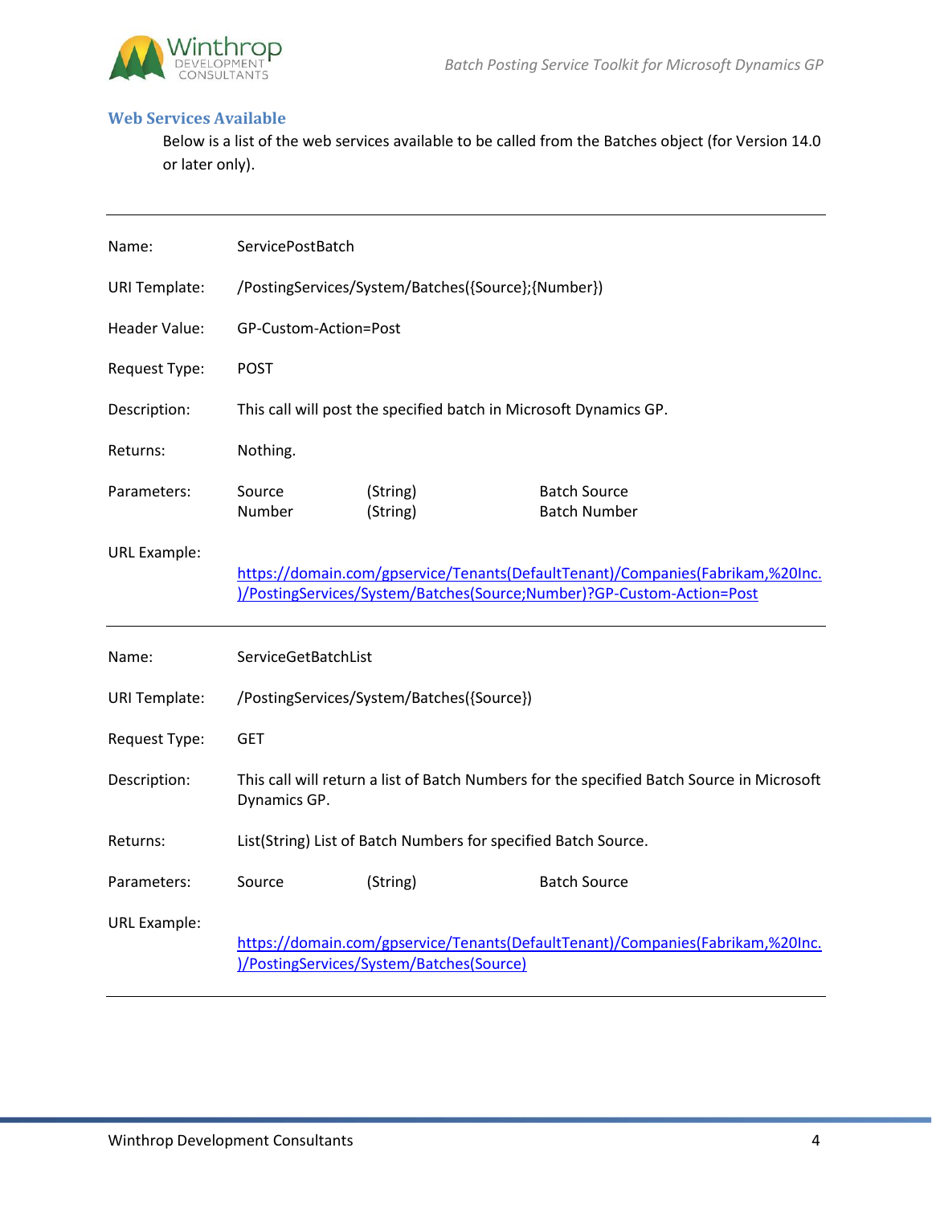## Web Services Available

Below is a list of the web services available to be called from the Batches object (for Version 14.0 or later only).

---

| | | | |
|---|---|---|---|
| Name: | ServicePostBatch | | |
| URI Template: | /PostingServices/System/Batches({Source};{Number}) | | |
| Header Value: | GP-Custom-Action=Post | | |
| Request Type: | POST | | |
| Description: | This call will post the specified batch in Microsoft Dynamics GP. | | |
| Returns: | Nothing. | | |
| Parameters: | Source<br>Number | (String)<br>(String) | Batch Source<br>Batch Number |
| URL Example: | https://domain.com/gpservice/Tenants(DefaultTenant)/Companies(Fabrikam,%20Inc.)/PostingServices/System/Batches(Source;Number)?GP-Custom-Action=Post | | |

---

| | | | |
|---|---|---|---|
| Name: | ServiceGetBatchList | | |
| URI Template: | /PostingServices/System/Batches({Source}) | | |
| Request Type: | GET | | |
| Description: | This call will return a list of Batch Numbers for the specified Batch Source in Microsoft Dynamics GP. | | |
| Returns: | List(String) List of Batch Numbers for specified Batch Source. | | |
| Parameters: | Source | (String) | Batch Source |
| URL Example: | https://domain.com/gpservice/Tenants(DefaultTenant)/Companies(Fabrikam,%20Inc.)/PostingServices/System/Batches(Source) | | |

---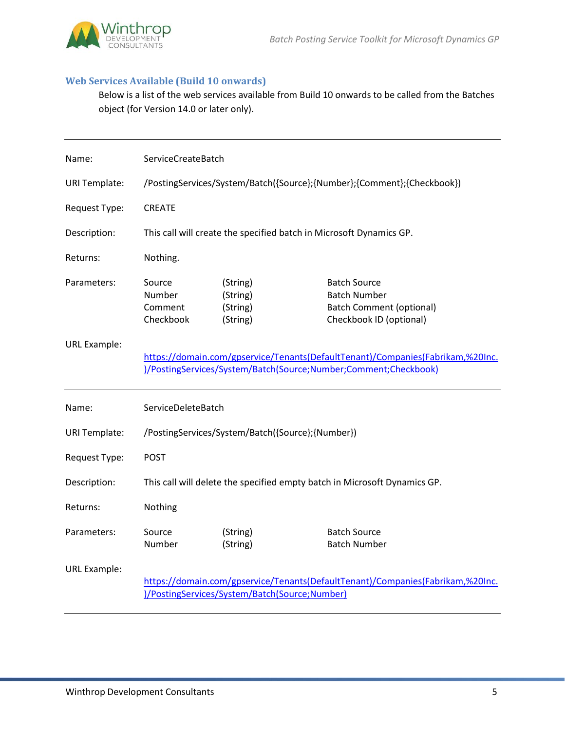### Web Services Available (Build 10 onwards)

Below is a list of the web services available from Build 10 onwards to be called from the Batches object (for Version 14.0 or later only).

---

| | | | |
|---|---|---|---|
| Name: | ServiceCreateBatch | | |
| URI Template: | /PostingServices/System/Batch({Source};{Number};{Comment};{Checkbook}) | | |
| Request Type: | CREATE | | |
| Description: | This call will create the specified batch in Microsoft Dynamics GP. | | |
| Returns: | Nothing. | | |
| Parameters: | Source | (String) | Batch Source |
| | Number | (String) | Batch Number |
| | Comment | (String) | Batch Comment (optional) |
| | Checkbook | (String) | Checkbook ID (optional) |
| URL Example: | https://domain.com/gpservice/Tenants(DefaultTenant)/Companies(Fabrikam,%20Inc.)/PostingServices/System/Batch(Source;Number;Comment;Checkbook) | | |

---

| | | | |
|---|---|---|---|
| Name: | ServiceDeleteBatch | | |
| URI Template: | /PostingServices/System/Batch({Source};{Number}) | | |
| Request Type: | POST | | |
| Description: | This call will delete the specified empty batch in Microsoft Dynamics GP. | | |
| Returns: | Nothing | | |
| Parameters: | Source | (String) | Batch Source |
| | Number | (String) | Batch Number |
| URL Example: | https://domain.com/gpservice/Tenants(DefaultTenant)/Companies(Fabrikam,%20Inc.)/PostingServices/System/Batch(Source;Number) | | |

---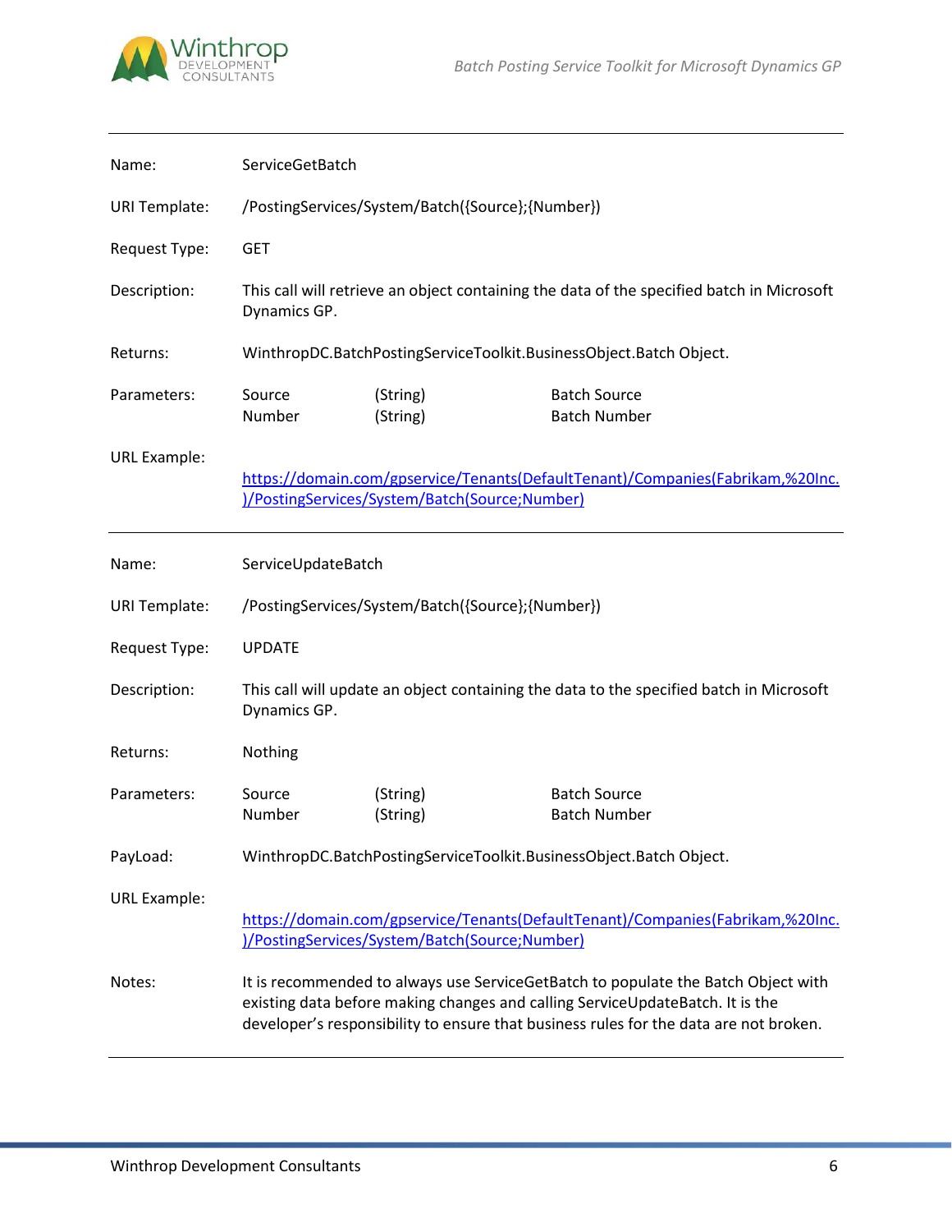| | |
|---|---|
| Name: | ServiceGetBatch |
| URI Template: | /PostingServices/System/Batch({Source};{Number}) |
| Request Type: | GET |
| Description: | This call will retrieve an object containing the data of the specified batch in Microsoft Dynamics GP. |
| Returns: | WinthropDC.BatchPostingServiceToolkit.BusinessObject.Batch Object. |
| Parameters: | Source (String) Batch Source<br>Number (String) Batch Number |
| URL Example: | https://domain.com/gpservice/Tenants(DefaultTenant)/Companies(Fabrikam,%20Inc.)/PostingServices/System/Batch(Source;Number) |

---

| | |
|---|---|
| Name: | ServiceUpdateBatch |
| URI Template: | /PostingServices/System/Batch({Source};{Number}) |
| Request Type: | UPDATE |
| Description: | This call will update an object containing the data to the specified batch in Microsoft Dynamics GP. |
| Returns: | Nothing |
| Parameters: | Source (String) Batch Source<br>Number (String) Batch Number |
| PayLoad: | WinthropDC.BatchPostingServiceToolkit.BusinessObject.Batch Object. |
| URL Example: | https://domain.com/gpservice/Tenants(DefaultTenant)/Companies(Fabrikam,%20Inc.)/PostingServices/System/Batch(Source;Number) |
| Notes: | It is recommended to always use ServiceGetBatch to populate the Batch Object with existing data before making changes and calling ServiceUpdateBatch. It is the developer's responsibility to ensure that business rules for the data are not broken. |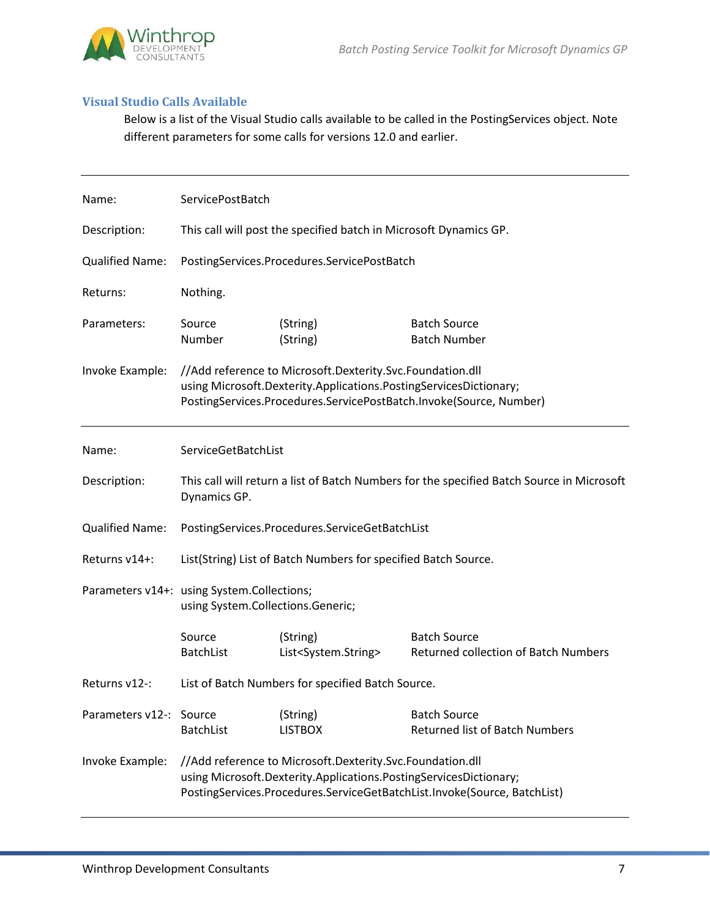### Visual Studio Calls Available

Below is a list of the Visual Studio calls available to be called in the PostingServices object. Note different parameters for some calls for versions 12.0 and earlier.

---

| | | | |
|---|---|---|---|
| Name: | ServicePostBatch | | |
| Description: | This call will post the specified batch in Microsoft Dynamics GP. | | |
| Qualified Name: | PostingServices.Procedures.ServicePostBatch | | |
| Returns: | Nothing. | | |
| Parameters: | Source<br>Number | (String)<br>(String) | Batch Source<br>Batch Number |
| Invoke Example: | //Add reference to Microsoft.Dexterity.Svc.Foundation.dll<br>using Microsoft.Dexterity.Applications.PostingServicesDictionary;<br>PostingServices.Procedures.ServicePostBatch.Invoke(Source, Number) | | |

---

| | | | |
|---|---|---|---|
| Name: | ServiceGetBatchList | | |
| Description: | This call will return a list of Batch Numbers for the specified Batch Source in Microsoft Dynamics GP. | | |
| Qualified Name: | PostingServices.Procedures.ServiceGetBatchList | | |
| Returns v14+: | List(String) List of Batch Numbers for specified Batch Source. | | |
| Parameters v14+: | using System.Collections;<br>using System.Collections.Generic; | | |
| | Source<br>BatchList | (String)<br>List<System.String> | Batch Source<br>Returned collection of Batch Numbers |
| Returns v12-: | List of Batch Numbers for specified Batch Source. | | |
| Parameters v12-: | Source<br>BatchList | (String)<br>LISTBOX | Batch Source<br>Returned list of Batch Numbers |
| Invoke Example: | //Add reference to Microsoft.Dexterity.Svc.Foundation.dll<br>using Microsoft.Dexterity.Applications.PostingServicesDictionary;<br>PostingServices.Procedures.ServiceGetBatchList.Invoke(Source, BatchList) | | |

---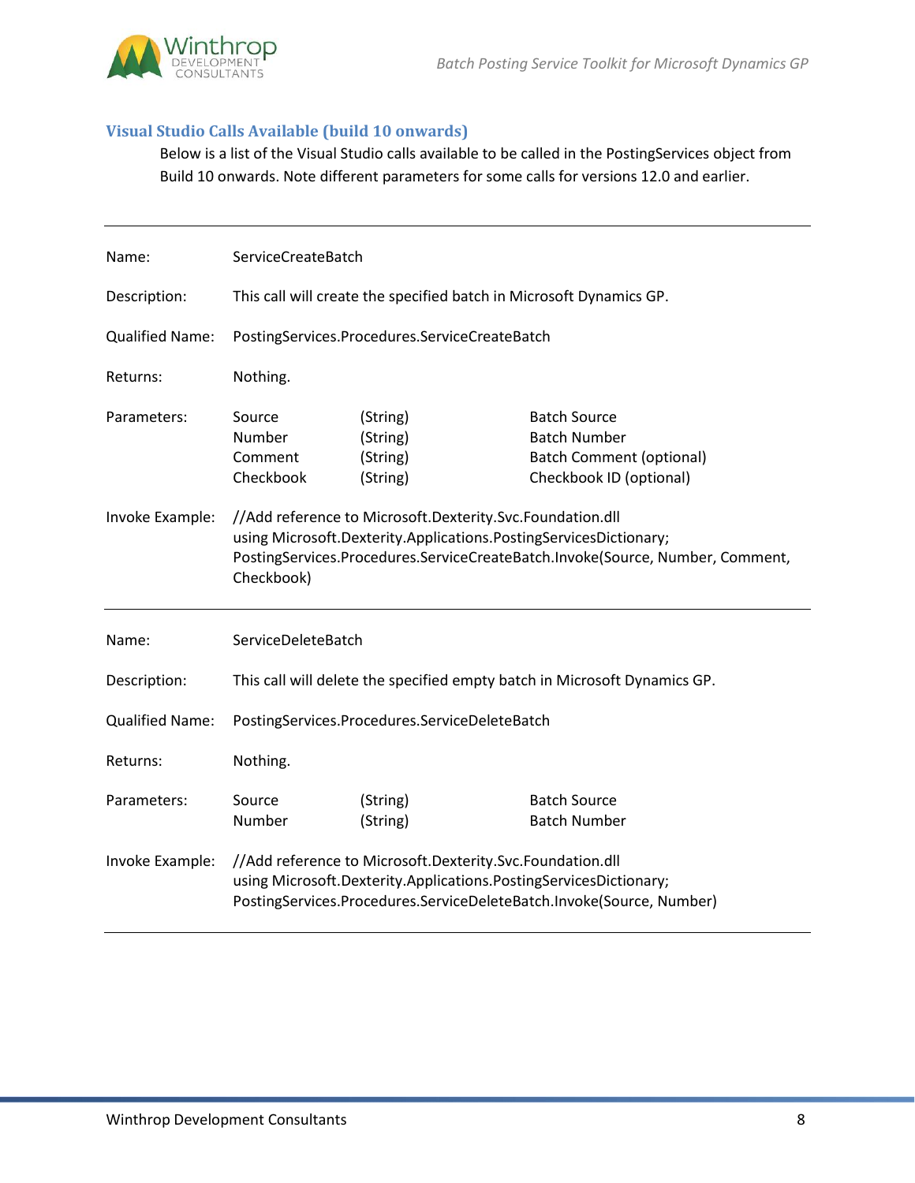### Visual Studio Calls Available (build 10 onwards)

Below is a list of the Visual Studio calls available to be called in the PostingServices object from Build 10 onwards. Note different parameters for some calls for versions 12.0 and earlier.

---

| | | | |
|---|---|---|---|
| Name: | ServiceCreateBatch | | |
| Description: | This call will create the specified batch in Microsoft Dynamics GP. | | |
| Qualified Name: | PostingServices.Procedures.ServiceCreateBatch | | |
| Returns: | Nothing. | | |
| Parameters: | Source | (String) | Batch Source |
| | Number | (String) | Batch Number |
| | Comment | (String) | Batch Comment (optional) |
| | Checkbook | (String) | Checkbook ID (optional) |

Invoke Example:

```
//Add reference to Microsoft.Dexterity.Svc.Foundation.dll
using Microsoft.Dexterity.Applications.PostingServicesDictionary;
PostingServices.Procedures.ServiceCreateBatch.Invoke(Source, Number, Comment, Checkbook)
```

---

| | | | |
|---|---|---|---|
| Name: | ServiceDeleteBatch | | |
| Description: | This call will delete the specified empty batch in Microsoft Dynamics GP. | | |
| Qualified Name: | PostingServices.Procedures.ServiceDeleteBatch | | |
| Returns: | Nothing. | | |
| Parameters: | Source | (String) | Batch Source |
| | Number | (String) | Batch Number |

Invoke Example:

```
//Add reference to Microsoft.Dexterity.Svc.Foundation.dll
using Microsoft.Dexterity.Applications.PostingServicesDictionary;
PostingServices.Procedures.ServiceDeleteBatch.Invoke(Source, Number)
```

---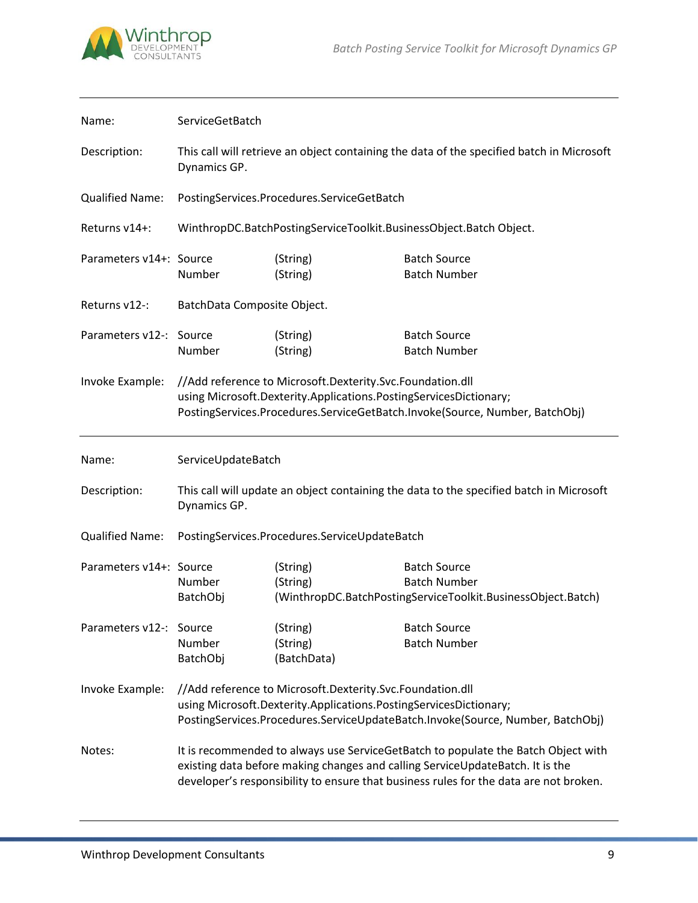| | | | |
|---|---|---|---|
| Name: | ServiceGetBatch | | |
| Description: | This call will retrieve an object containing the data of the specified batch in Microsoft Dynamics GP. | | |
| Qualified Name: | PostingServices.Procedures.ServiceGetBatch | | |
| Returns v14+: | WinthropDC.BatchPostingServiceToolkit.BusinessObject.Batch Object. | | |
| Parameters v14+: | Source | (String) | Batch Source |
| | Number | (String) | Batch Number |
| Returns v12-: | BatchData Composite Object. | | |
| Parameters v12-: | Source | (String) | Batch Source |
| | Number | (String) | Batch Number |
| Invoke Example: | //Add reference to Microsoft.Dexterity.Svc.Foundation.dll<br>using Microsoft.Dexterity.Applications.PostingServicesDictionary;<br>PostingServices.Procedures.ServiceGetBatch.Invoke(Source, Number, BatchObj) | | |

| | | | |
|---|---|---|---|
| Name: | ServiceUpdateBatch | | |
| Description: | This call will update an object containing the data to the specified batch in Microsoft Dynamics GP. | | |
| Qualified Name: | PostingServices.Procedures.ServiceUpdateBatch | | |
| Parameters v14+: | Source | (String) | Batch Source |
| | Number | (String) | Batch Number |
| | BatchObj | (WinthropDC.BatchPostingServiceToolkit.BusinessObject.Batch) | |
| Parameters v12-: | Source | (String) | Batch Source |
| | Number | (String) | Batch Number |
| | BatchObj | (BatchData) | |
| Invoke Example: | //Add reference to Microsoft.Dexterity.Svc.Foundation.dll<br>using Microsoft.Dexterity.Applications.PostingServicesDictionary;<br>PostingServices.Procedures.ServiceUpdateBatch.Invoke(Source, Number, BatchObj) | | |
| Notes: | It is recommended to always use ServiceGetBatch to populate the Batch Object with existing data before making changes and calling ServiceUpdateBatch. It is the developer's responsibility to ensure that business rules for the data are not broken. | | |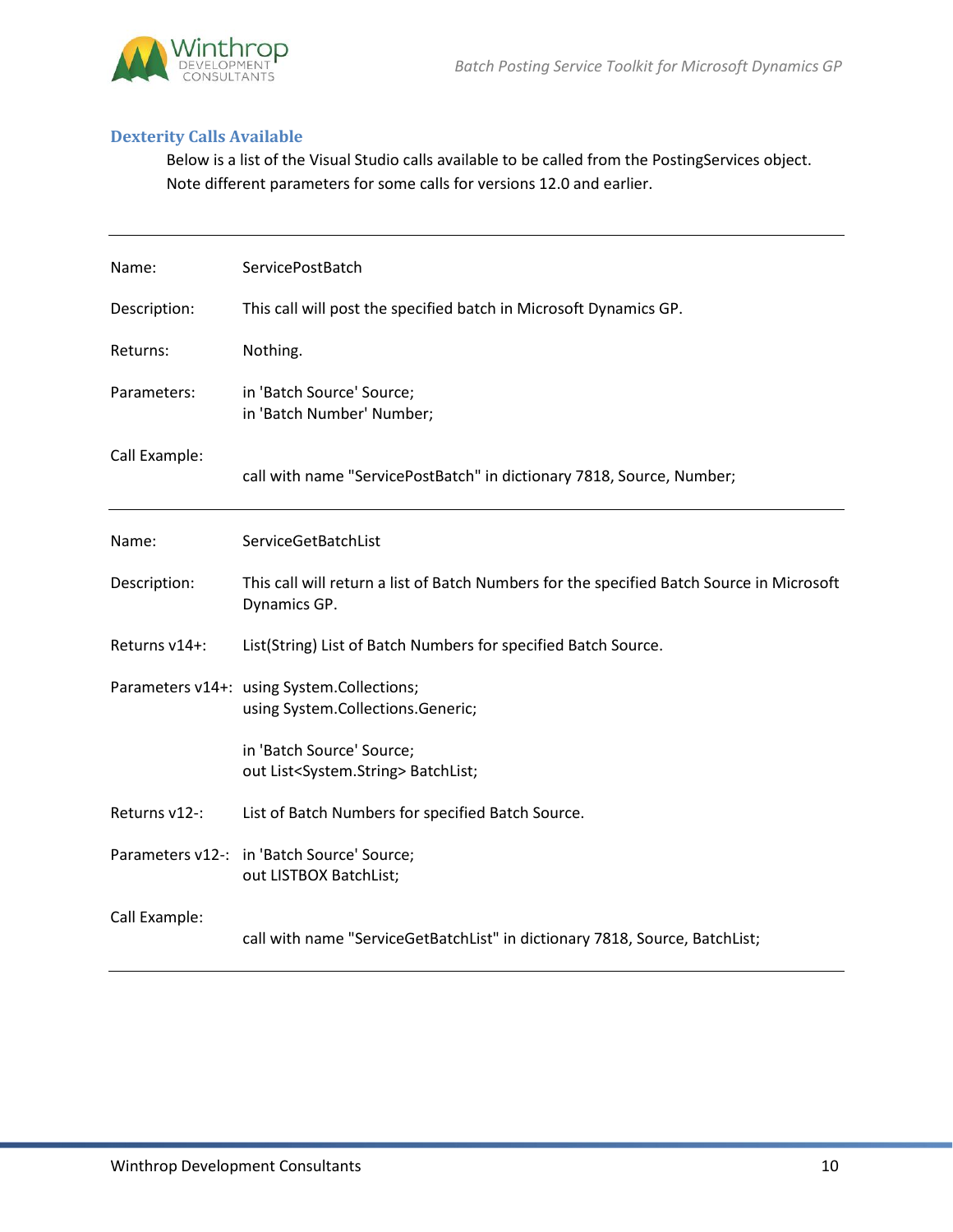## Dexterity Calls Available

Below is a list of the Visual Studio calls available to be called from the PostingServices object. Note different parameters for some calls for versions 12.0 and earlier.

---

| | |
|---|---|
| Name: | ServicePostBatch |
| Description: | This call will post the specified batch in Microsoft Dynamics GP. |
| Returns: | Nothing. |
| Parameters: | in 'Batch Source' Source;<br>in 'Batch Number' Number; |
| Call Example: | call with name "ServicePostBatch" in dictionary 7818, Source, Number; |

---

| | |
|---|---|
| Name: | ServiceGetBatchList |
| Description: | This call will return a list of Batch Numbers for the specified Batch Source in Microsoft Dynamics GP. |
| Returns v14+: | List(String) List of Batch Numbers for specified Batch Source. |
| Parameters v14+: | using System.Collections;<br>using System.Collections.Generic;<br><br>in 'Batch Source' Source;<br>out List<System.String> BatchList; |
| Returns v12-: | List of Batch Numbers for specified Batch Source. |
| Parameters v12-: | in 'Batch Source' Source;<br>out LISTBOX BatchList; |
| Call Example: | call with name "ServiceGetBatchList" in dictionary 7818, Source, BatchList; |

---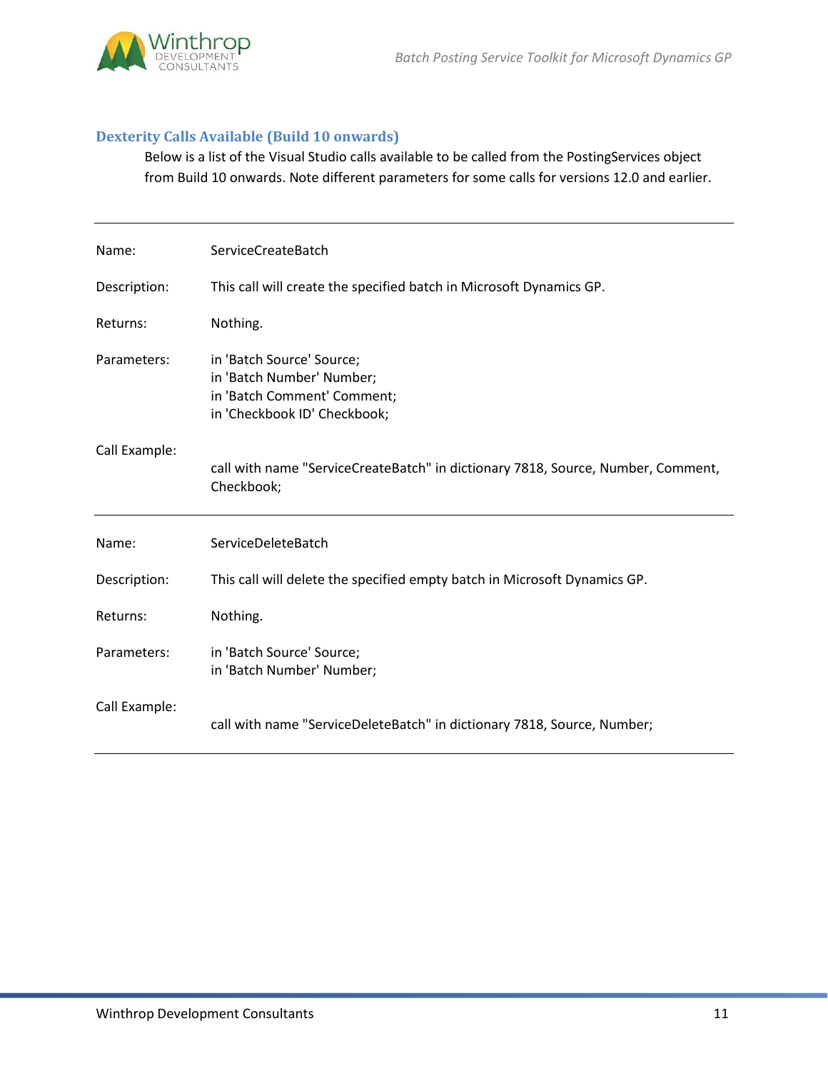### Dexterity Calls Available (Build 10 onwards)

Below is a list of the Visual Studio calls available to be called from the PostingServices object from Build 10 onwards. Note different parameters for some calls for versions 12.0 and earlier.

---

| | |
|---|---|
| Name: | ServiceCreateBatch |
| Description: | This call will create the specified batch in Microsoft Dynamics GP. |
| Returns: | Nothing. |
| Parameters: | in 'Batch Source' Source;<br>in 'Batch Number' Number;<br>in 'Batch Comment' Comment;<br>in 'Checkbook ID' Checkbook; |
| Call Example: | call with name "ServiceCreateBatch" in dictionary 7818, Source, Number, Comment, Checkbook; |

---

| | |
|---|---|
| Name: | ServiceDeleteBatch |
| Description: | This call will delete the specified empty batch in Microsoft Dynamics GP. |
| Returns: | Nothing. |
| Parameters: | in 'Batch Source' Source;<br>in 'Batch Number' Number; |
| Call Example: | call with name "ServiceDeleteBatch" in dictionary 7818, Source, Number; |

---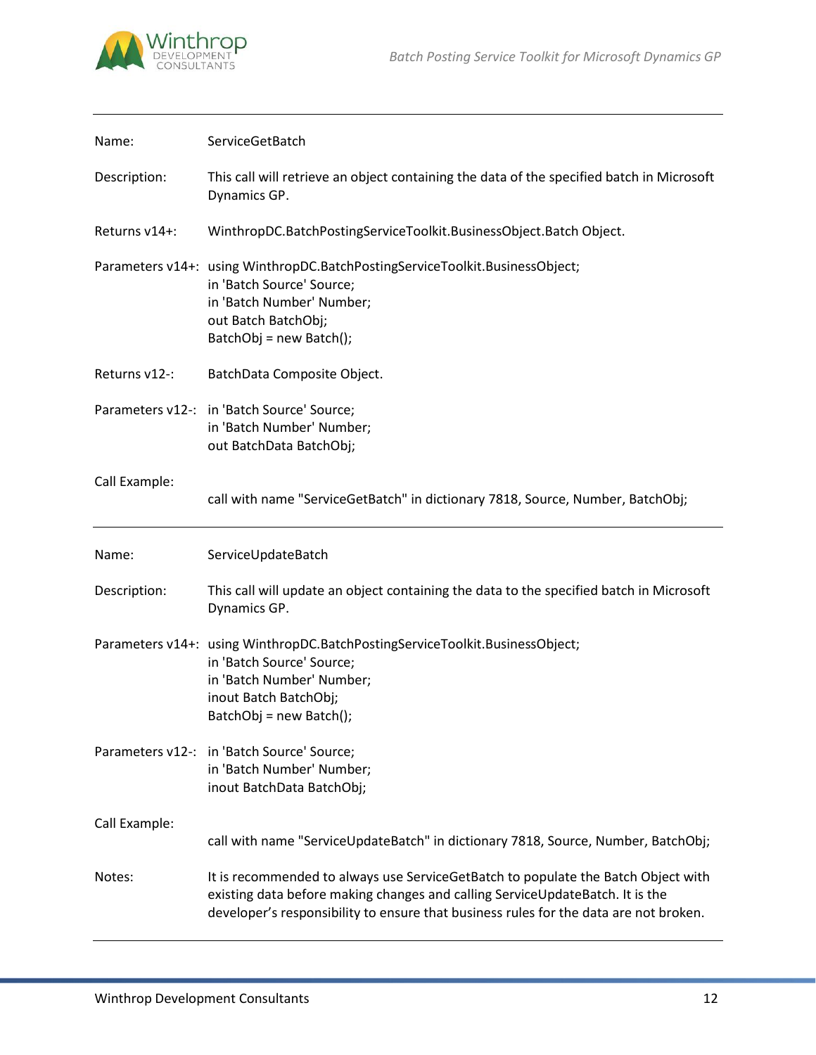| | |
|---|---|
| Name: | ServiceGetBatch |
| Description: | This call will retrieve an object containing the data of the specified batch in Microsoft Dynamics GP. |
| Returns v14+: | WinthropDC.BatchPostingServiceToolkit.BusinessObject.Batch Object. |
| Parameters v14+: | using WinthropDC.BatchPostingServiceToolkit.BusinessObject;<br>in 'Batch Source' Source;<br>in 'Batch Number' Number;<br>out Batch BatchObj;<br>BatchObj = new Batch(); |
| Returns v12-: | BatchData Composite Object. |
| Parameters v12-: | in 'Batch Source' Source;<br>in 'Batch Number' Number;<br>out BatchData BatchObj; |
| Call Example: | call with name "ServiceGetBatch" in dictionary 7818, Source, Number, BatchObj; |

| | |
|---|---|
| Name: | ServiceUpdateBatch |
| Description: | This call will update an object containing the data to the specified batch in Microsoft Dynamics GP. |
| Parameters v14+: | using WinthropDC.BatchPostingServiceToolkit.BusinessObject;<br>in 'Batch Source' Source;<br>in 'Batch Number' Number;<br>inout Batch BatchObj;<br>BatchObj = new Batch(); |
| Parameters v12-: | in 'Batch Source' Source;<br>in 'Batch Number' Number;<br>inout BatchData BatchObj; |
| Call Example: | call with name "ServiceUpdateBatch" in dictionary 7818, Source, Number, BatchObj; |
| Notes: | It is recommended to always use ServiceGetBatch to populate the Batch Object with existing data before making changes and calling ServiceUpdateBatch. It is the developer's responsibility to ensure that business rules for the data are not broken. |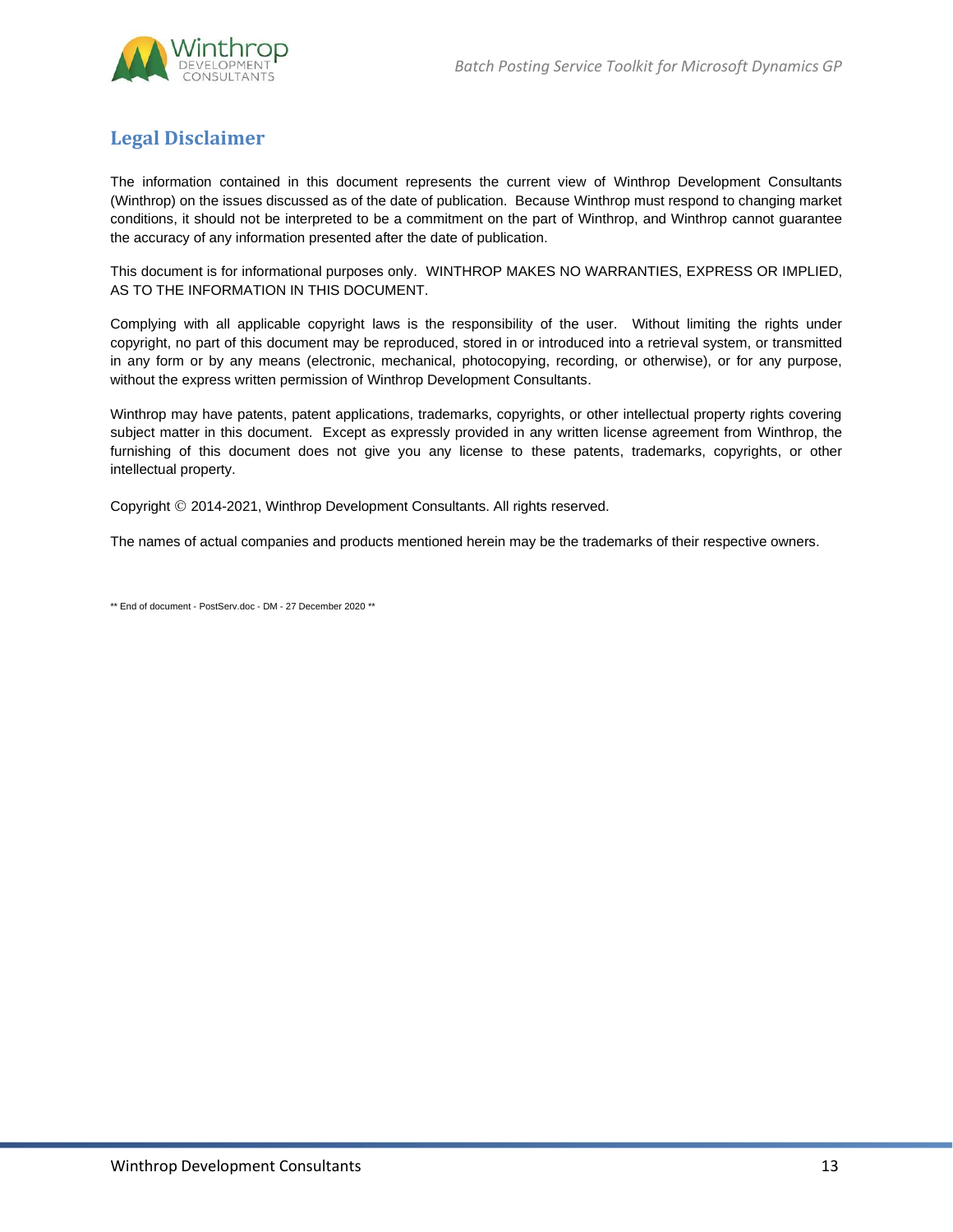## Legal Disclaimer

The information contained in this document represents the current view of Winthrop Development Consultants (Winthrop) on the issues discussed as of the date of publication. Because Winthrop must respond to changing market conditions, it should not be interpreted to be a commitment on the part of Winthrop, and Winthrop cannot guarantee the accuracy of any information presented after the date of publication.

This document is for informational purposes only. WINTHROP MAKES NO WARRANTIES, EXPRESS OR IMPLIED, AS TO THE INFORMATION IN THIS DOCUMENT.

Complying with all applicable copyright laws is the responsibility of the user. Without limiting the rights under copyright, no part of this document may be reproduced, stored in or introduced into a retrieval system, or transmitted in any form or by any means (electronic, mechanical, photocopying, recording, or otherwise), or for any purpose, without the express written permission of Winthrop Development Consultants.

Winthrop may have patents, patent applications, trademarks, copyrights, or other intellectual property rights covering subject matter in this document. Except as expressly provided in any written license agreement from Winthrop, the furnishing of this document does not give you any license to these patents, trademarks, copyrights, or other intellectual property.

Copyright © 2014-2021, Winthrop Development Consultants. All rights reserved.

The names of actual companies and products mentioned herein may be the trademarks of their respective owners.

** End of document - PostServ.doc - DM - 27 December 2020 **